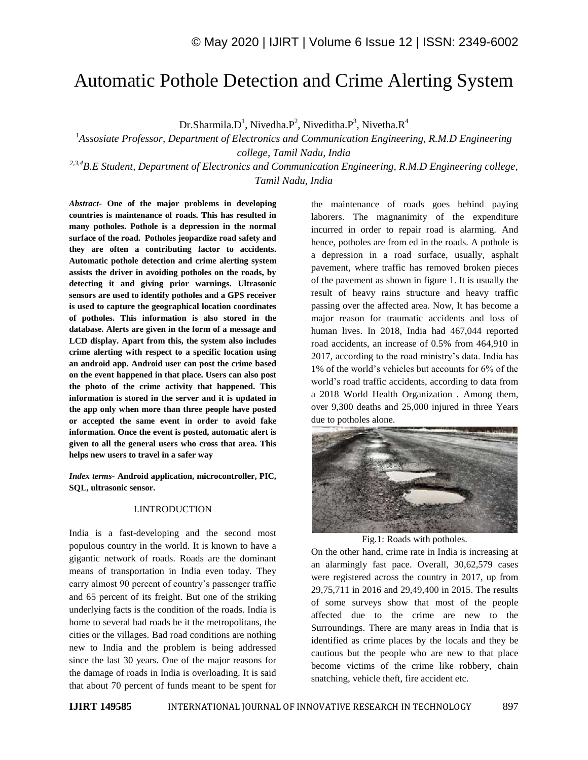# Automatic Pothole Detection and Crime Alerting System

Dr.Sharmila.D[1], Nivedha.P[2], Niveditha.P[3], Nivetha.R[4]

[1]*Assosiate Professor, Department of Electronics and Communication Engineering, R.M.D Engineering college, Tamil Nadu, India*

[2,3,4]*B.E Student, Department of Electronics and Communication Engineering, R.M.D Engineering college, Tamil Nadu, India*

***Abstract-*** **One of the major problems in developing countries is maintenance of roads. This has resulted in many potholes. Pothole is a depression in the normal surface of the road. Potholes jeopardize road safety and they are often a contributing factor to accidents. Automatic pothole detection and crime alerting system assists the driver in avoiding potholes on the roads, by detecting it and giving prior warnings. Ultrasonic sensors are used to identify potholes and a GPS receiver is used to capture the geographical location coordinates of potholes. This information is also stored in the database. Alerts are given in the form of a message and LCD display. Apart from this, the system also includes crime alerting with respect to a specific location using an android app. Android user can post the crime based on the event happened in that place. Users can also post the photo of the crime activity that happened. This information is stored in the server and it is updated in the app only when more than three people have posted or accepted the same event in order to avoid fake information. Once the event is posted, automatic alert is given to all the general users who cross that area. This helps new users to travel in a safer way**

***Index terms-*** **Android application, microcontroller, PIC, SQL, ultrasonic sensor.**

## I.INTRODUCTION

India is a fast-developing and the second most populous country in the world. It is known to have a gigantic network of roads. Roads are the dominant means of transportation in India even today. They carry almost 90 percent of country's passenger traffic and 65 percent of its freight. But one of the striking underlying facts is the condition of the roads. India is home to several bad roads be it the metropolitans, the cities or the villages. Bad road conditions are nothing new to India and the problem is being addressed since the last 30 years. One of the major reasons for the damage of roads in India is overloading. It is said that about 70 percent of funds meant to be spent for the maintenance of roads goes behind paying laborers. The magnanimity of the expenditure incurred in order to repair road is alarming. And hence, potholes are from ed in the roads. A pothole is a depression in a road surface, usually, asphalt pavement, where traffic has removed broken pieces of the pavement as shown in figure 1. It is usually the result of heavy rains structure and heavy traffic passing over the affected area. Now, It has become a major reason for traumatic accidents and loss of human lives. In 2018, India had 467,044 reported road accidents, an increase of 0.5% from 464,910 in 2017, according to the road ministry's data. India has 1% of the world's vehicles but accounts for 6% of the world's road traffic accidents, according to data from a 2018 World Health Organization . Among them, over 9,300 deaths and 25,000 injured in three Years due to potholes alone.

Fig.1: Roads with potholes.

On the other hand, crime rate in India is increasing at an alarmingly fast pace. Overall, 30,62,579 cases were registered across the country in 2017, up from 29,75,711 in 2016 and 29,49,400 in 2015. The results of some surveys show that most of the people affected due to the crime are new to the Surroundings. There are many areas in India that is identified as crime places by the locals and they be cautious but the people who are new to that place become victims of the crime like robbery, chain snatching, vehicle theft, fire accident etc.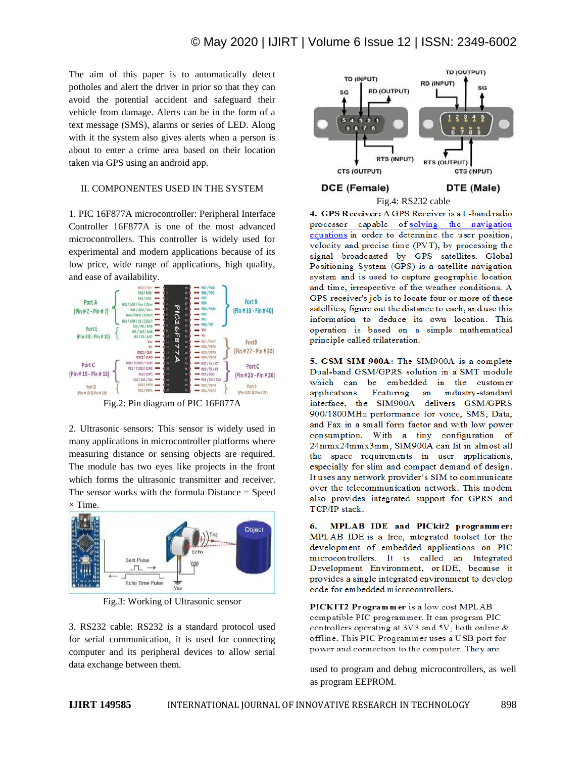The aim of this paper is to automatically detect potholes and alert the driver in prior so that they can avoid the potential accident and safeguard their vehicle from damage. Alerts can be in the form of a text message (SMS), alarms or series of LED. Along with it the system also gives alerts when a person is about to enter a crime area based on their location taken via GPS using an android app.

## II. COMPONENTES USED IN THE SYSTEM

1. PIC 16F877A microcontroller: Peripheral Interface Controller 16F877A is one of the most advanced microcontrollers. This controller is widely used for experimental and modern applications because of its low price, wide range of applications, high quality, and ease of availability.

Fig.2: Pin diagram of PIC 16F877A

2. Ultrasonic sensors: This sensor is widely used in many applications in microcontroller platforms where measuring distance or sensing objects are required. The module has two eyes like projects in the front which forms the ultrasonic transmitter and receiver. The sensor works with the formula Distance = Speed × Time.

Fig.3: Working of Ultrasonic sensor

3. RS232 cable: RS232 is a standard protocol used for serial communication, it is used for connecting computer and its peripheral devices to allow serial data exchange between them.

Fig.4: RS232 cable

**4. GPS Receiver:** A GPS Receiver is a L-band radio processor capable of solving the navigation equations in order to determine the user position, velocity and precise time (PVT), by processing the signal broadcasted by GPS satellites. Global Positioning System (GPS) is a satellite navigation system and is used to capture geographic location and time, irrespective of the weather conditions. A GPS receiver's job is to locate four or more of these satellites, figure out the distance to each, and use this information to deduce its own location. This operation is based on a simple mathematical principle called trilateration.

**5. GSM SIM 900A:** The SIM900A is a complete Dual-band GSM/GPRS solution in a SMT module which can be embedded in the customer applications. Featuring an industry-standard interface, the SIM900A delivers GSM/GPRS 900/1800MHz performance for voice, SMS, Data, and Fax in a small form factor and with low power consumption. With a tiny configuration of 24mmx24mmx3mm, SIM900A can fit in almost all the space requirements in user applications, especially for slim and compact demand of design. It uses any network provider's SIM to communicate over the telecommunication network. This modem also provides integrated support for GPRS and TCP/IP stack.

**6. MPLAB IDE and PICkit2 programmer:** MPLAB IDE is a free, integrated toolset for the development of embedded applications on PIC microcontrollers. It is called an Integrated Development Environment, or IDE, because it provides a single integrated environment to develop code for embedded microcontrollers.

**PICKIT2 Programmer** is a low cost MPLAB compatible PIC programmer. It can program PIC controllers operating at 3V3 and 5V, both online & offline. This PIC Programmer uses a USB port for power and connection to the computer. They are used to program and debug microcontrollers, as well as program EEPROM.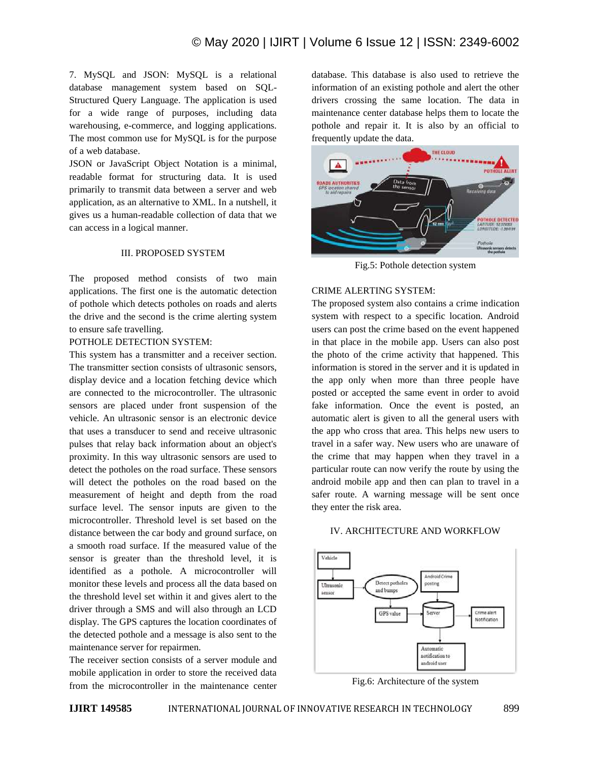7. MySQL and JSON: MySQL is a relational database management system based on SQL-Structured Query Language. The application is used for a wide range of purposes, including data warehousing, e-commerce, and logging applications. The most common use for MySQL is for the purpose of a web database.

JSON or JavaScript Object Notation is a minimal, readable format for structuring data. It is used primarily to transmit data between a server and web application, as an alternative to XML. In a nutshell, it gives us a human-readable collection of data that we can access in a logical manner.

## III. PROPOSED SYSTEM

The proposed method consists of two main applications. The first one is the automatic detection of pothole which detects potholes on roads and alerts the drive and the second is the crime alerting system to ensure safe travelling.

### POTHOLE DETECTION SYSTEM:

This system has a transmitter and a receiver section. The transmitter section consists of ultrasonic sensors, display device and a location fetching device which are connected to the microcontroller. The ultrasonic sensors are placed under front suspension of the vehicle. An ultrasonic sensor is an electronic device that uses a transducer to send and receive ultrasonic pulses that relay back information about an object's proximity. In this way ultrasonic sensors are used to detect the potholes on the road surface. These sensors will detect the potholes on the road based on the measurement of height and depth from the road surface level. The sensor inputs are given to the microcontroller. Threshold level is set based on the distance between the car body and ground surface, on a smooth road surface. If the measured value of the sensor is greater than the threshold level, it is identified as a pothole. A microcontroller will monitor these levels and process all the data based on the threshold level set within it and gives alert to the driver through a SMS and will also through an LCD display. The GPS captures the location coordinates of the detected pothole and a message is also sent to the maintenance server for repairmen.

The receiver section consists of a server module and mobile application in order to store the received data from the microcontroller in the maintenance center database. This database is also used to retrieve the information of an existing pothole and alert the other drivers crossing the same location. The data in maintenance center database helps them to locate the pothole and repair it. It is also by an official to frequently update the data.

Fig.5: Pothole detection system

### CRIME ALERTING SYSTEM:

The proposed system also contains a crime indication system with respect to a specific location. Android users can post the crime based on the event happened in that place in the mobile app. Users can also post the photo of the crime activity that happened. This information is stored in the server and it is updated in the app only when more than three people have posted or accepted the same event in order to avoid fake information. Once the event is posted, an automatic alert is given to all the general users with the app who cross that area. This helps new users to travel in a safer way. New users who are unaware of the crime that may happen when they travel in a particular route can now verify the route by using the android mobile app and then can plan to travel in a safer route. A warning message will be sent once they enter the risk area.

## IV. ARCHITECTURE AND WORKFLOW

Fig.6: Architecture of the system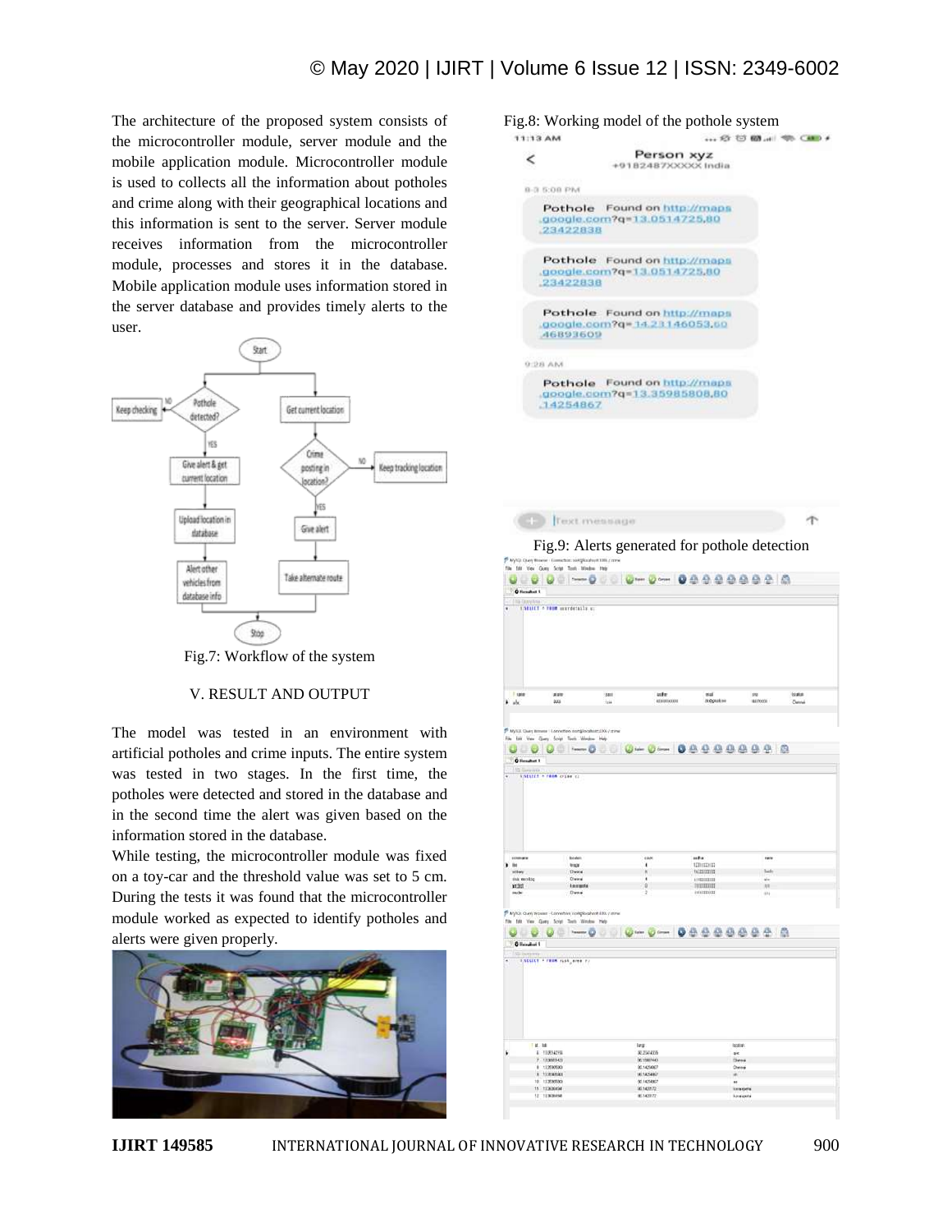The architecture of the proposed system consists of the microcontroller module, server module and the mobile application module. Microcontroller module is used to collects all the information about potholes and crime along with their geographical locations and this information is sent to the server. Server module receives information from the microcontroller module, processes and stores it in the database. Mobile application module uses information stored in the server database and provides timely alerts to the user.

Fig.7: Workflow of the system

## V. RESULT AND OUTPUT

The model was tested in an environment with artificial potholes and crime inputs. The entire system was tested in two stages. In the first time, the potholes were detected and stored in the database and in the second time the alert was given based on the information stored in the database.

While testing, the microcontroller module was fixed on a toy-car and the threshold value was set to 5 cm. During the tests it was found that the microcontroller module worked as expected to identify potholes and alerts were given properly.

Fig.8: Working model of the pothole system

Fig.9: Alerts generated for pothole detection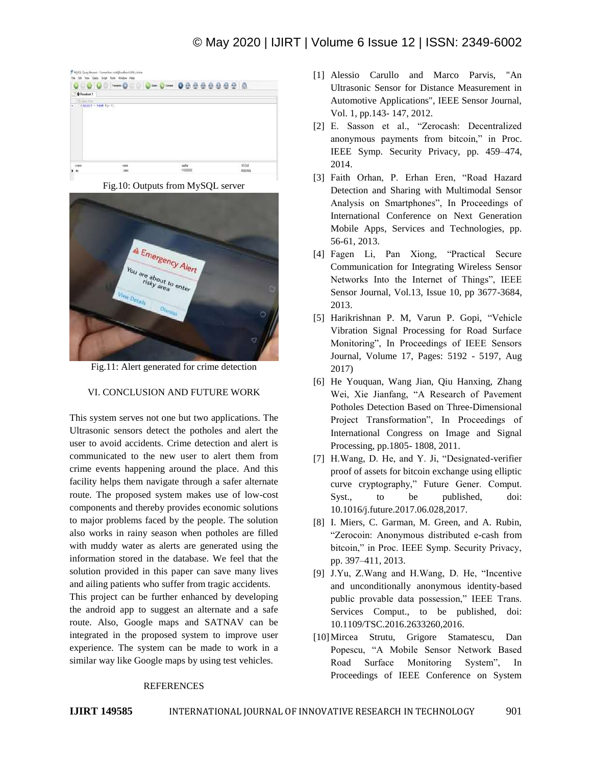Fig.10: Outputs from MySQL server

Fig.11: Alert generated for crime detection

## VI. CONCLUSION AND FUTURE WORK

This system serves not one but two applications. The Ultrasonic sensors detect the potholes and alert the user to avoid accidents. Crime detection and alert is communicated to the new user to alert them from crime events happening around the place. And this facility helps them navigate through a safer alternate route. The proposed system makes use of low-cost components and thereby provides economic solutions to major problems faced by the people. The solution also works in rainy season when potholes are filled with muddy water as alerts are generated using the information stored in the database. We feel that the solution provided in this paper can save many lives and ailing patients who suffer from tragic accidents.

This project can be further enhanced by developing the android app to suggest an alternate and a safe route. Also, Google maps and SATNAV can be integrated in the proposed system to improve user experience. The system can be made to work in a similar way like Google maps by using test vehicles.

## REFERENCES

[1] Alessio Carullo and Marco Parvis, "An Ultrasonic Sensor for Distance Measurement in Automotive Applications", IEEE Sensor Journal, Vol. 1, pp.143- 147, 2012.

[2] E. Sasson et al., "Zerocash: Decentralized anonymous payments from bitcoin," in Proc. IEEE Symp. Security Privacy, pp. 459–474, 2014.

[3] Faith Orhan, P. Erhan Eren, "Road Hazard Detection and Sharing with Multimodal Sensor Analysis on Smartphones", In Proceedings of International Conference on Next Generation Mobile Apps, Services and Technologies, pp. 56-61, 2013.

[4] Fagen Li, Pan Xiong, "Practical Secure Communication for Integrating Wireless Sensor Networks Into the Internet of Things", IEEE Sensor Journal, Vol.13, Issue 10, pp 3677-3684, 2013.

[5] Harikrishnan P. M, Varun P. Gopi, "Vehicle Vibration Signal Processing for Road Surface Monitoring", In Proceedings of IEEE Sensors Journal, Volume 17, Pages: 5192 - 5197, Aug 2017)

[6] He Youquan, Wang Jian, Qiu Hanxing, Zhang Wei, Xie Jianfang, "A Research of Pavement Potholes Detection Based on Three-Dimensional Project Transformation", In Proceedings of International Congress on Image and Signal Processing, pp.1805- 1808, 2011.

[7] H.Wang, D. He, and Y. Ji, "Designated-verifier proof of assets for bitcoin exchange using elliptic curve cryptography," Future Gener. Comput. Syst., to be published, doi: 10.1016/j.future.2017.06.028,2017.

[8] I. Miers, C. Garman, M. Green, and A. Rubin, "Zerocoin: Anonymous distributed e-cash from bitcoin," in Proc. IEEE Symp. Security Privacy, pp. 397–411, 2013.

[9] J.Yu, Z.Wang and H.Wang, D. He, "Incentive and unconditionally anonymous identity-based public provable data possession," IEEE Trans. Services Comput., to be published, doi: 10.1109/TSC.2016.2633260,2016.

[10] Mircea Strutu, Grigore Stamatescu, Dan Popescu, "A Mobile Sensor Network Based Road Surface Monitoring System", In Proceedings of IEEE Conference on System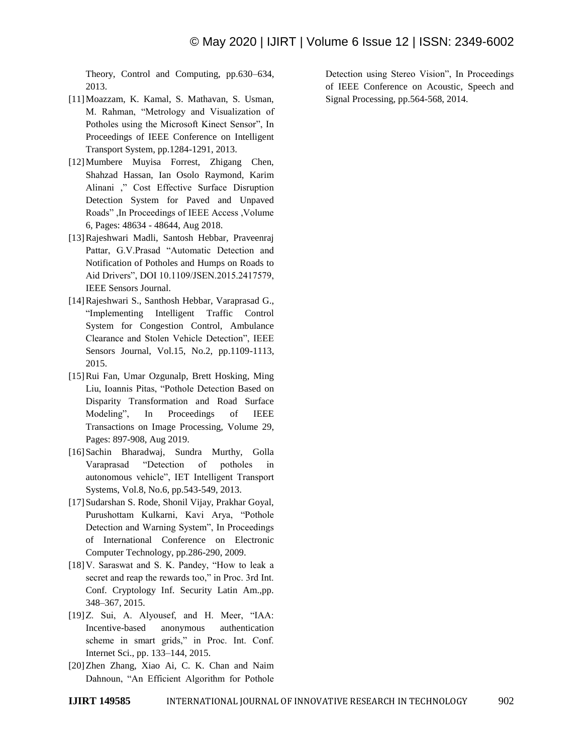Theory, Control and Computing, pp.630–634, 2013.

[11] Moazzam, K. Kamal, S. Mathavan, S. Usman, M. Rahman, "Metrology and Visualization of Potholes using the Microsoft Kinect Sensor", In Proceedings of IEEE Conference on Intelligent Transport System, pp.1284-1291, 2013.

[12] Mumbere Muyisa Forrest, Zhigang Chen, Shahzad Hassan, Ian Osolo Raymond, Karim Alinani ," Cost Effective Surface Disruption Detection System for Paved and Unpaved Roads" ,In Proceedings of IEEE Access ,Volume 6, Pages: 48634 - 48644, Aug 2018.

[13] Rajeshwari Madli, Santosh Hebbar, Praveenraj Pattar, G.V.Prasad "Automatic Detection and Notification of Potholes and Humps on Roads to Aid Drivers", DOI 10.1109/JSEN.2015.2417579, IEEE Sensors Journal.

[14] Rajeshwari S., Santhosh Hebbar, Varaprasad G., "Implementing Intelligent Traffic Control System for Congestion Control, Ambulance Clearance and Stolen Vehicle Detection", IEEE Sensors Journal, Vol.15, No.2, pp.1109-1113, 2015.

[15] Rui Fan, Umar Ozgunalp, Brett Hosking, Ming Liu, Ioannis Pitas, "Pothole Detection Based on Disparity Transformation and Road Surface Modeling", In Proceedings of IEEE Transactions on Image Processing, Volume 29, Pages: 897-908, Aug 2019.

[16] Sachin Bharadwaj, Sundra Murthy, Golla Varaprasad "Detection of potholes in autonomous vehicle", IET Intelligent Transport Systems, Vol.8, No.6, pp.543-549, 2013.

[17] Sudarshan S. Rode, Shonil Vijay, Prakhar Goyal, Purushottam Kulkarni, Kavi Arya, "Pothole Detection and Warning System", In Proceedings of International Conference on Electronic Computer Technology, pp.286-290, 2009.

[18] V. Saraswat and S. K. Pandey, "How to leak a secret and reap the rewards too," in Proc. 3rd Int. Conf. Cryptology Inf. Security Latin Am.,pp. 348–367, 2015.

[19] Z. Sui, A. Alyousef, and H. Meer, "IAA: Incentive-based anonymous authentication scheme in smart grids," in Proc. Int. Conf. Internet Sci., pp. 133–144, 2015.

[20] Zhen Zhang, Xiao Ai, C. K. Chan and Naim Dahnoun, "An Efficient Algorithm for Pothole Detection using Stereo Vision", In Proceedings of IEEE Conference on Acoustic, Speech and Signal Processing, pp.564-568, 2014.